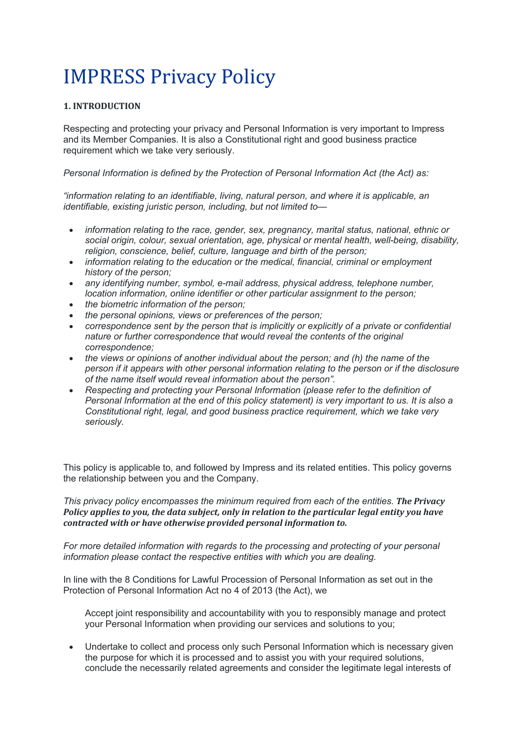# IMPRESS Privacy Policy

**1. INTRODUCTION**

Respecting and protecting your privacy and Personal Information is very important to Impress and its Member Companies. It is also a Constitutional right and good business practice requirement which we take very seriously.

*Personal Information is defined by the Protection of Personal Information Act (the Act) as:*

*"information relating to an identifiable, living, natural person, and where it is applicable, an identifiable, existing juristic person, including, but not limited to—*

- *information relating to the race, gender, sex, pregnancy, marital status, national, ethnic or social origin, colour, sexual orientation, age, physical or mental health, well-being, disability, religion, conscience, belief, culture, language and birth of the person;*
- *information relating to the education or the medical, financial, criminal or employment history of the person;*
- *any identifying number, symbol, e-mail address, physical address, telephone number, location information, online identifier or other particular assignment to the person;*
- *the biometric information of the person;*
- *the personal opinions, views or preferences of the person;*
- *correspondence sent by the person that is implicitly or explicitly of a private or confidential nature or further correspondence that would reveal the contents of the original correspondence;*
- *the views or opinions of another individual about the person; and (h) the name of the person if it appears with other personal information relating to the person or if the disclosure of the name itself would reveal information about the person".*
- *Respecting and protecting your Personal Information (please refer to the definition of Personal Information at the end of this policy statement) is very important to us. It is also a Constitutional right, legal, and good business practice requirement, which we take very seriously.*

This policy is applicable to, and followed by Impress and its related entities. This policy governs the relationship between you and the Company.

*This privacy policy encompasses the minimum required from each of the entities.* ***The Privacy Policy applies to you, the data subject, only in relation to the particular legal entity you have contracted with or have otherwise provided personal information to.***

*For more detailed information with regards to the processing and protecting of your personal information please contact the respective entities with which you are dealing.*

In line with the 8 Conditions for Lawful Procession of Personal Information as set out in the Protection of Personal Information Act no 4 of 2013 (the Act), we

Accept joint responsibility and accountability with you to responsibly manage and protect your Personal Information when providing our services and solutions to you;

- Undertake to collect and process only such Personal Information which is necessary given the purpose for which it is processed and to assist you with your required solutions, conclude the necessarily related agreements and consider the legitimate legal interests of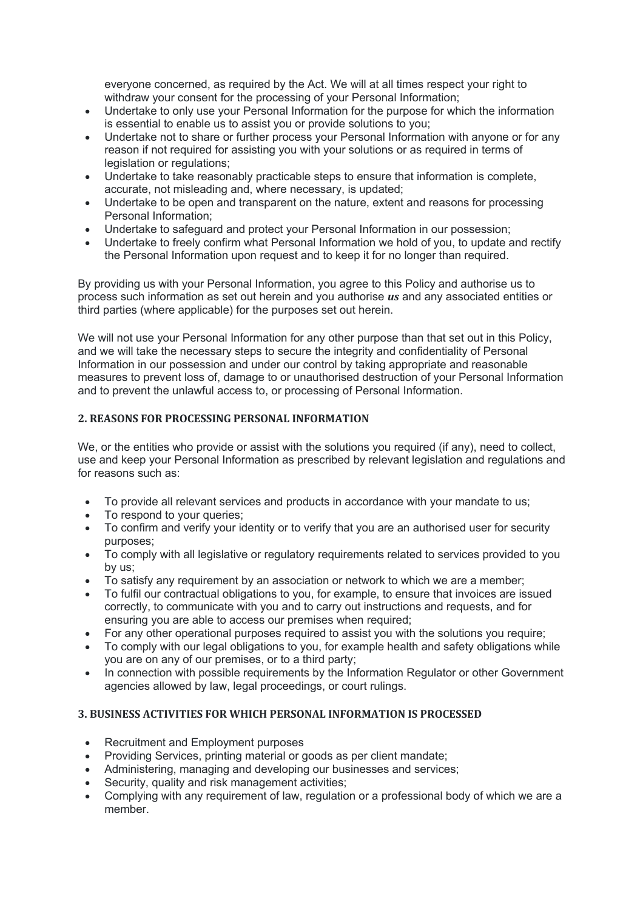everyone concerned, as required by the Act. We will at all times respect your right to withdraw your consent for the processing of your Personal Information;

- Undertake to only use your Personal Information for the purpose for which the information is essential to enable us to assist you or provide solutions to you;
- Undertake not to share or further process your Personal Information with anyone or for any reason if not required for assisting you with your solutions or as required in terms of legislation or regulations;
- Undertake to take reasonably practicable steps to ensure that information is complete, accurate, not misleading and, where necessary, is updated;
- Undertake to be open and transparent on the nature, extent and reasons for processing Personal Information;
- Undertake to safeguard and protect your Personal Information in our possession;
- Undertake to freely confirm what Personal Information we hold of you, to update and rectify the Personal Information upon request and to keep it for no longer than required.

By providing us with your Personal Information, you agree to this Policy and authorise us to process such information as set out herein and you authorise ***us*** and any associated entities or third parties (where applicable) for the purposes set out herein.

We will not use your Personal Information for any other purpose than that set out in this Policy, and we will take the necessary steps to secure the integrity and confidentiality of Personal Information in our possession and under our control by taking appropriate and reasonable measures to prevent loss of, damage to or unauthorised destruction of your Personal Information and to prevent the unlawful access to, or processing of Personal Information.

## 2. REASONS FOR PROCESSING PERSONAL INFORMATION

We, or the entities who provide or assist with the solutions you required (if any), need to collect, use and keep your Personal Information as prescribed by relevant legislation and regulations and for reasons such as:

- To provide all relevant services and products in accordance with your mandate to us;
- To respond to your queries;
- To confirm and verify your identity or to verify that you are an authorised user for security purposes;
- To comply with all legislative or regulatory requirements related to services provided to you by us;
- To satisfy any requirement by an association or network to which we are a member;
- To fulfil our contractual obligations to you, for example, to ensure that invoices are issued correctly, to communicate with you and to carry out instructions and requests, and for ensuring you are able to access our premises when required;
- For any other operational purposes required to assist you with the solutions you require;
- To comply with our legal obligations to you, for example health and safety obligations while you are on any of our premises, or to a third party;
- In connection with possible requirements by the Information Regulator or other Government agencies allowed by law, legal proceedings, or court rulings.

## 3. BUSINESS ACTIVITIES FOR WHICH PERSONAL INFORMATION IS PROCESSED

- Recruitment and Employment purposes
- Providing Services, printing material or goods as per client mandate;
- Administering, managing and developing our businesses and services;
- Security, quality and risk management activities;
- Complying with any requirement of law, regulation or a professional body of which we are a member.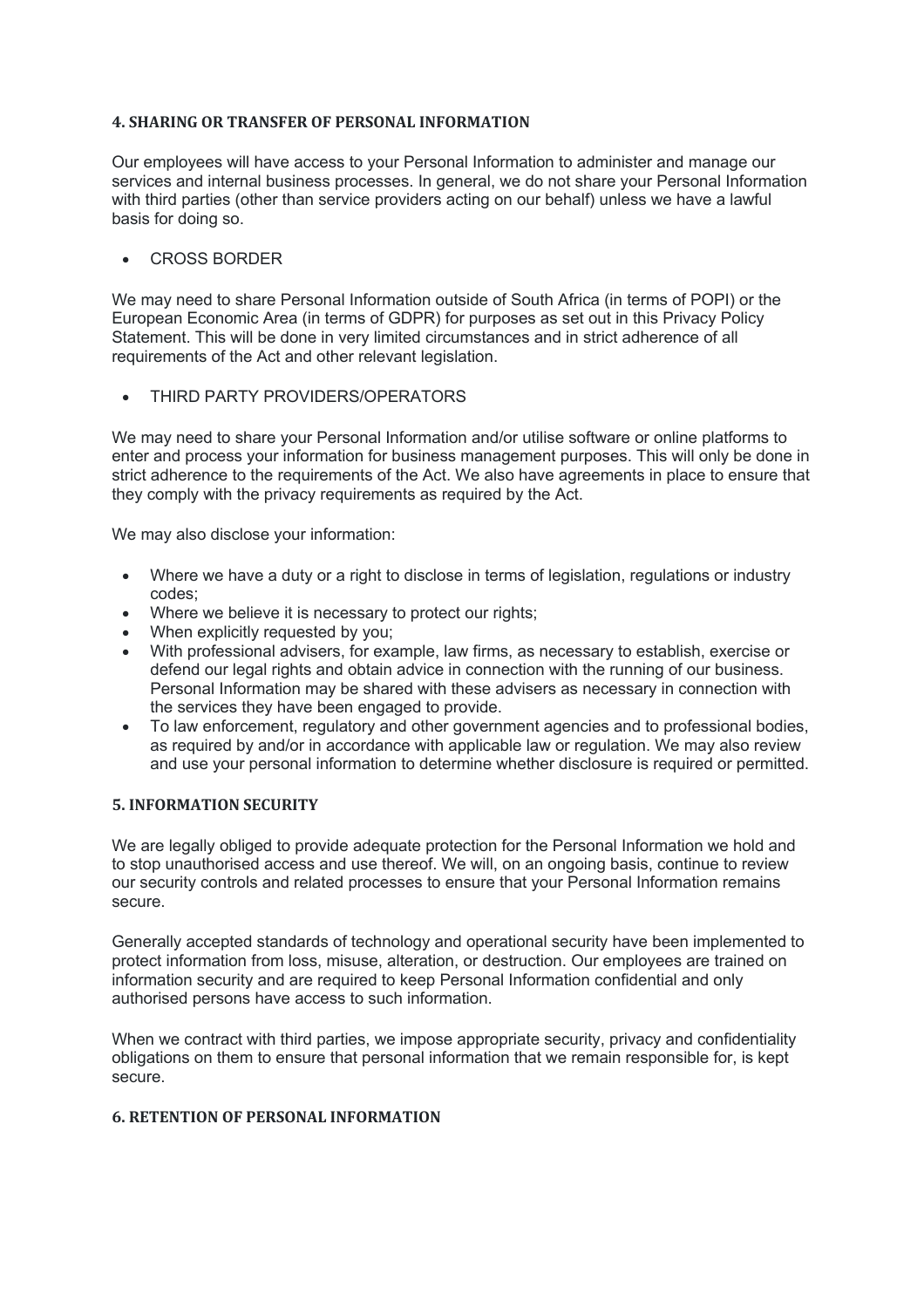## 4. SHARING OR TRANSFER OF PERSONAL INFORMATION

Our employees will have access to your Personal Information to administer and manage our services and internal business processes. In general, we do not share your Personal Information with third parties (other than service providers acting on our behalf) unless we have a lawful basis for doing so.

- CROSS BORDER

We may need to share Personal Information outside of South Africa (in terms of POPI) or the European Economic Area (in terms of GDPR) for purposes as set out in this Privacy Policy Statement. This will be done in very limited circumstances and in strict adherence of all requirements of the Act and other relevant legislation.

- THIRD PARTY PROVIDERS/OPERATORS

We may need to share your Personal Information and/or utilise software or online platforms to enter and process your information for business management purposes. This will only be done in strict adherence to the requirements of the Act. We also have agreements in place to ensure that they comply with the privacy requirements as required by the Act.

We may also disclose your information:

- Where we have a duty or a right to disclose in terms of legislation, regulations or industry codes;
- Where we believe it is necessary to protect our rights;
- When explicitly requested by you;
- With professional advisers, for example, law firms, as necessary to establish, exercise or defend our legal rights and obtain advice in connection with the running of our business. Personal Information may be shared with these advisers as necessary in connection with the services they have been engaged to provide.
- To law enforcement, regulatory and other government agencies and to professional bodies, as required by and/or in accordance with applicable law or regulation. We may also review and use your personal information to determine whether disclosure is required or permitted.

## 5. INFORMATION SECURITY

We are legally obliged to provide adequate protection for the Personal Information we hold and to stop unauthorised access and use thereof. We will, on an ongoing basis, continue to review our security controls and related processes to ensure that your Personal Information remains secure.

Generally accepted standards of technology and operational security have been implemented to protect information from loss, misuse, alteration, or destruction. Our employees are trained on information security and are required to keep Personal Information confidential and only authorised persons have access to such information.

When we contract with third parties, we impose appropriate security, privacy and confidentiality obligations on them to ensure that personal information that we remain responsible for, is kept secure.

## 6. RETENTION OF PERSONAL INFORMATION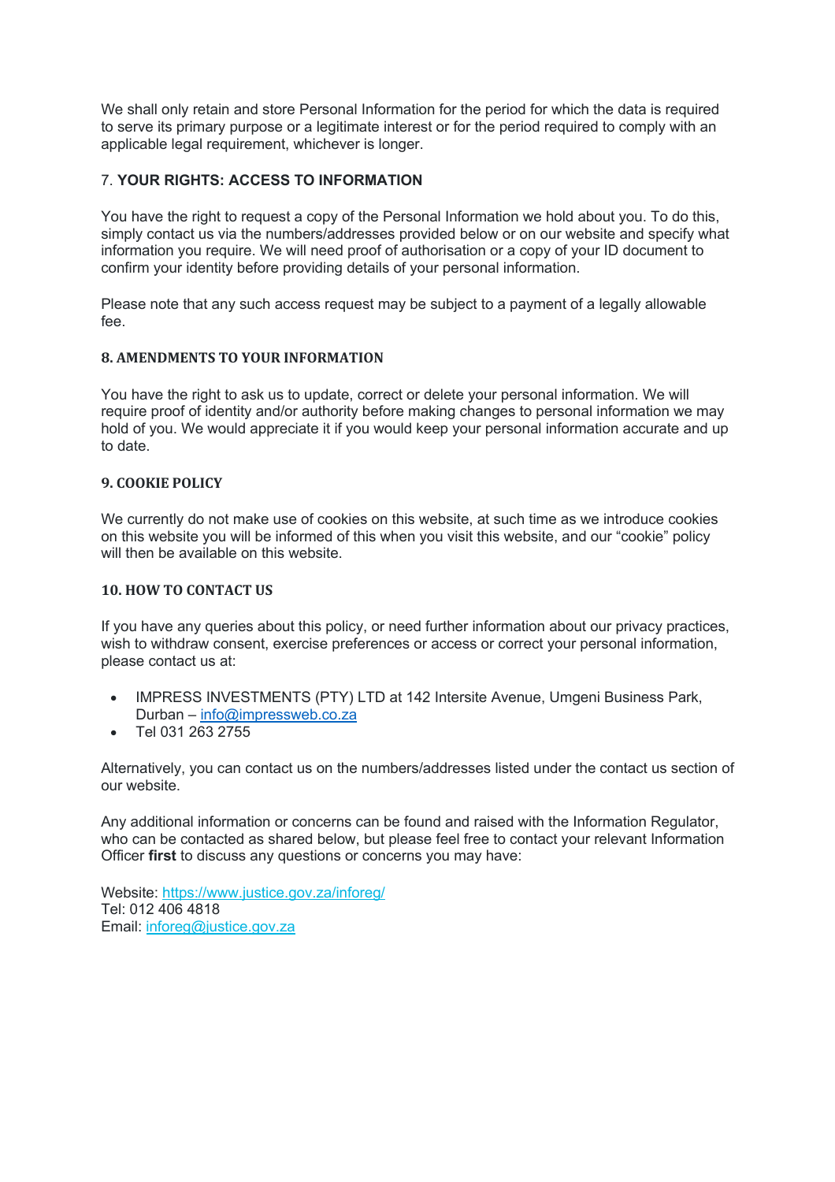We shall only retain and store Personal Information for the period for which the data is required to serve its primary purpose or a legitimate interest or for the period required to comply with an applicable legal requirement, whichever is longer.

## 7. YOUR RIGHTS: ACCESS TO INFORMATION

You have the right to request a copy of the Personal Information we hold about you. To do this, simply contact us via the numbers/addresses provided below or on our website and specify what information you require. We will need proof of authorisation or a copy of your ID document to confirm your identity before providing details of your personal information.

Please note that any such access request may be subject to a payment of a legally allowable fee.

## 8. AMENDMENTS TO YOUR INFORMATION

You have the right to ask us to update, correct or delete your personal information. We will require proof of identity and/or authority before making changes to personal information we may hold of you. We would appreciate it if you would keep your personal information accurate and up to date.

## 9. COOKIE POLICY

We currently do not make use of cookies on this website, at such time as we introduce cookies on this website you will be informed of this when you visit this website, and our “cookie” policy will then be available on this website.

## 10. HOW TO CONTACT US

If you have any queries about this policy, or need further information about our privacy practices, wish to withdraw consent, exercise preferences or access or correct your personal information, please contact us at:

- IMPRESS INVESTMENTS (PTY) LTD at 142 Intersite Avenue, Umgeni Business Park, Durban – info@impressweb.co.za
- Tel 031 263 2755

Alternatively, you can contact us on the numbers/addresses listed under the contact us section of our website.

Any additional information or concerns can be found and raised with the Information Regulator, who can be contacted as shared below, but please feel free to contact your relevant Information Officer **first** to discuss any questions or concerns you may have:

Website: https://www.justice.gov.za/inforeg/
Tel: 012 406 4818
Email: inforeg@justice.gov.za